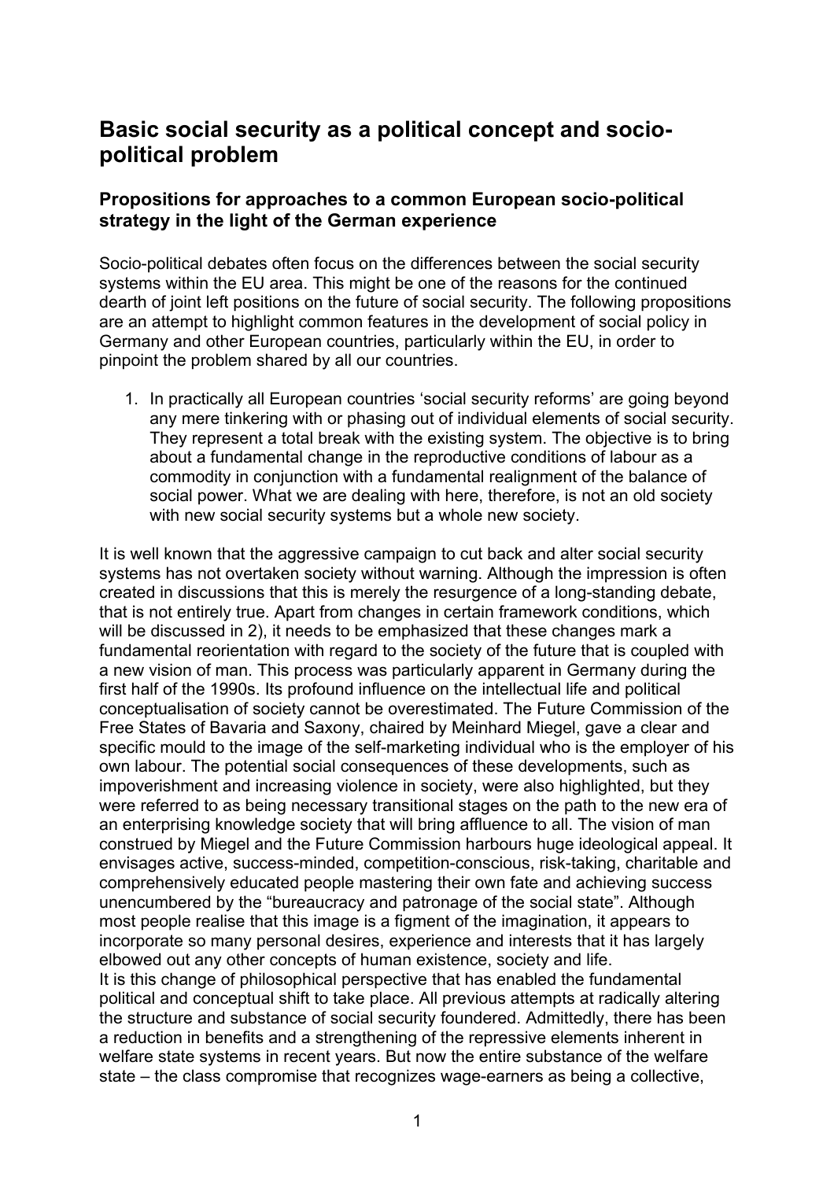# Basic social security as a political concept and socio-political problem

## Propositions for approaches to a common European socio-political strategy in the light of the German experience

Socio-political debates often focus on the differences between the social security systems within the EU area. This might be one of the reasons for the continued dearth of joint left positions on the future of social security. The following propositions are an attempt to highlight common features in the development of social policy in Germany and other European countries, particularly within the EU, in order to pinpoint the problem shared by all our countries.

1. In practically all European countries 'social security reforms' are going beyond any mere tinkering with or phasing out of individual elements of social security. They represent a total break with the existing system. The objective is to bring about a fundamental change in the reproductive conditions of labour as a commodity in conjunction with a fundamental realignment of the balance of social power. What we are dealing with here, therefore, is not an old society with new social security systems but a whole new society.

It is well known that the aggressive campaign to cut back and alter social security systems has not overtaken society without warning. Although the impression is often created in discussions that this is merely the resurgence of a long-standing debate, that is not entirely true. Apart from changes in certain framework conditions, which will be discussed in 2), it needs to be emphasized that these changes mark a fundamental reorientation with regard to the society of the future that is coupled with a new vision of man. This process was particularly apparent in Germany during the first half of the 1990s. Its profound influence on the intellectual life and political conceptualisation of society cannot be overestimated. The Future Commission of the Free States of Bavaria and Saxony, chaired by Meinhard Miegel, gave a clear and specific mould to the image of the self-marketing individual who is the employer of his own labour. The potential social consequences of these developments, such as impoverishment and increasing violence in society, were also highlighted, but they were referred to as being necessary transitional stages on the path to the new era of an enterprising knowledge society that will bring affluence to all. The vision of man construed by Miegel and the Future Commission harbours huge ideological appeal. It envisages active, success-minded, competition-conscious, risk-taking, charitable and comprehensively educated people mastering their own fate and achieving success unencumbered by the "bureaucracy and patronage of the social state". Although most people realise that this image is a figment of the imagination, it appears to incorporate so many personal desires, experience and interests that it has largely elbowed out any other concepts of human existence, society and life.
It is this change of philosophical perspective that has enabled the fundamental political and conceptual shift to take place. All previous attempts at radically altering the structure and substance of social security foundered. Admittedly, there has been a reduction in benefits and a strengthening of the repressive elements inherent in welfare state systems in recent years. But now the entire substance of the welfare state – the class compromise that recognizes wage-earners as being a collective,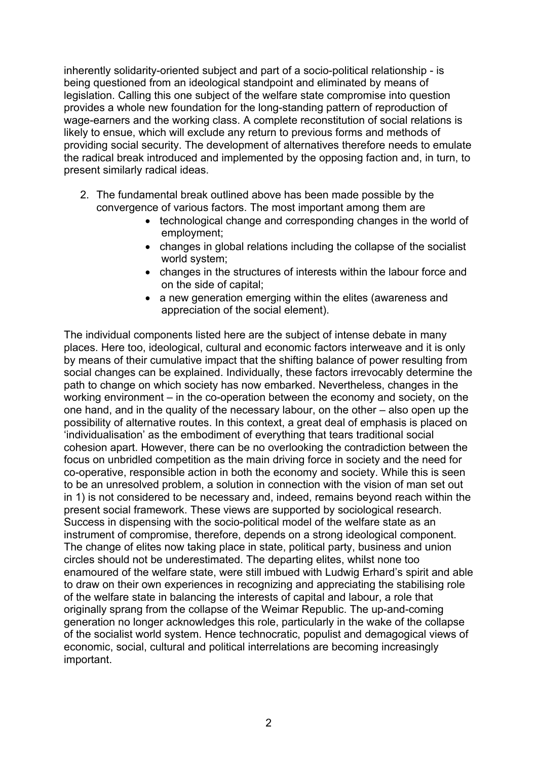inherently solidarity-oriented subject and part of a socio-political relationship - is being questioned from an ideological standpoint and eliminated by means of legislation. Calling this one subject of the welfare state compromise into question provides a whole new foundation for the long-standing pattern of reproduction of wage-earners and the working class. A complete reconstitution of social relations is likely to ensue, which will exclude any return to previous forms and methods of providing social security. The development of alternatives therefore needs to emulate the radical break introduced and implemented by the opposing faction and, in turn, to present similarly radical ideas.

2. The fundamental break outlined above has been made possible by the convergence of various factors. The most important among them are
   - technological change and corresponding changes in the world of employment;
   - changes in global relations including the collapse of the socialist world system;
   - changes in the structures of interests within the labour force and on the side of capital;
   - a new generation emerging within the elites (awareness and appreciation of the social element).

The individual components listed here are the subject of intense debate in many places. Here too, ideological, cultural and economic factors interweave and it is only by means of their cumulative impact that the shifting balance of power resulting from social changes can be explained. Individually, these factors irrevocably determine the path to change on which society has now embarked. Nevertheless, changes in the working environment – in the co-operation between the economy and society, on the one hand, and in the quality of the necessary labour, on the other – also open up the possibility of alternative routes. In this context, a great deal of emphasis is placed on 'individualisation' as the embodiment of everything that tears traditional social cohesion apart. However, there can be no overlooking the contradiction between the focus on unbridled competition as the main driving force in society and the need for co-operative, responsible action in both the economy and society. While this is seen to be an unresolved problem, a solution in connection with the vision of man set out in 1) is not considered to be necessary and, indeed, remains beyond reach within the present social framework. These views are supported by sociological research. Success in dispensing with the socio-political model of the welfare state as an instrument of compromise, therefore, depends on a strong ideological component. The change of elites now taking place in state, political party, business and union circles should not be underestimated. The departing elites, whilst none too enamoured of the welfare state, were still imbued with Ludwig Erhard's spirit and able to draw on their own experiences in recognizing and appreciating the stabilising role of the welfare state in balancing the interests of capital and labour, a role that originally sprang from the collapse of the Weimar Republic. The up-and-coming generation no longer acknowledges this role, particularly in the wake of the collapse of the socialist world system. Hence technocratic, populist and demagogical views of economic, social, cultural and political interrelations are becoming increasingly important.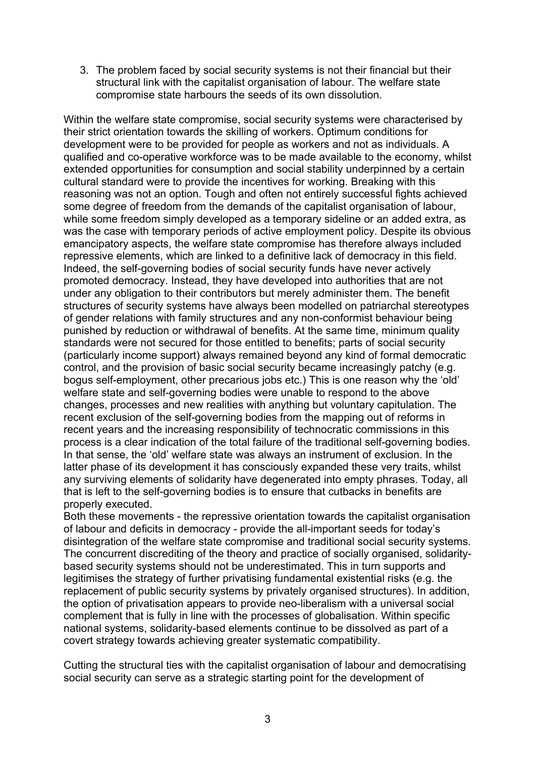3. The problem faced by social security systems is not their financial but their structural link with the capitalist organisation of labour. The welfare state compromise state harbours the seeds of its own dissolution.

Within the welfare state compromise, social security systems were characterised by their strict orientation towards the skilling of workers. Optimum conditions for development were to be provided for people as workers and not as individuals. A qualified and co-operative workforce was to be made available to the economy, whilst extended opportunities for consumption and social stability underpinned by a certain cultural standard were to provide the incentives for working. Breaking with this reasoning was not an option. Tough and often not entirely successful fights achieved some degree of freedom from the demands of the capitalist organisation of labour, while some freedom simply developed as a temporary sideline or an added extra, as was the case with temporary periods of active employment policy. Despite its obvious emancipatory aspects, the welfare state compromise has therefore always included repressive elements, which are linked to a definitive lack of democracy in this field. Indeed, the self-governing bodies of social security funds have never actively promoted democracy. Instead, they have developed into authorities that are not under any obligation to their contributors but merely administer them. The benefit structures of security systems have always been modelled on patriarchal stereotypes of gender relations with family structures and any non-conformist behaviour being punished by reduction or withdrawal of benefits. At the same time, minimum quality standards were not secured for those entitled to benefits; parts of social security (particularly income support) always remained beyond any kind of formal democratic control, and the provision of basic social security became increasingly patchy (e.g. bogus self-employment, other precarious jobs etc.) This is one reason why the 'old' welfare state and self-governing bodies were unable to respond to the above changes, processes and new realities with anything but voluntary capitulation. The recent exclusion of the self-governing bodies from the mapping out of reforms in recent years and the increasing responsibility of technocratic commissions in this process is a clear indication of the total failure of the traditional self-governing bodies. In that sense, the 'old' welfare state was always an instrument of exclusion. In the latter phase of its development it has consciously expanded these very traits, whilst any surviving elements of solidarity have degenerated into empty phrases. Today, all that is left to the self-governing bodies is to ensure that cutbacks in benefits are properly executed.

Both these movements - the repressive orientation towards the capitalist organisation of labour and deficits in democracy - provide the all-important seeds for today's disintegration of the welfare state compromise and traditional social security systems. The concurrent discrediting of the theory and practice of socially organised, solidarity-based security systems should not be underestimated. This in turn supports and legitimises the strategy of further privatising fundamental existential risks (e.g. the replacement of public security systems by privately organised structures). In addition, the option of privatisation appears to provide neo-liberalism with a universal social complement that is fully in line with the processes of globalisation. Within specific national systems, solidarity-based elements continue to be dissolved as part of a covert strategy towards achieving greater systematic compatibility.

Cutting the structural ties with the capitalist organisation of labour and democratising social security can serve as a strategic starting point for the development of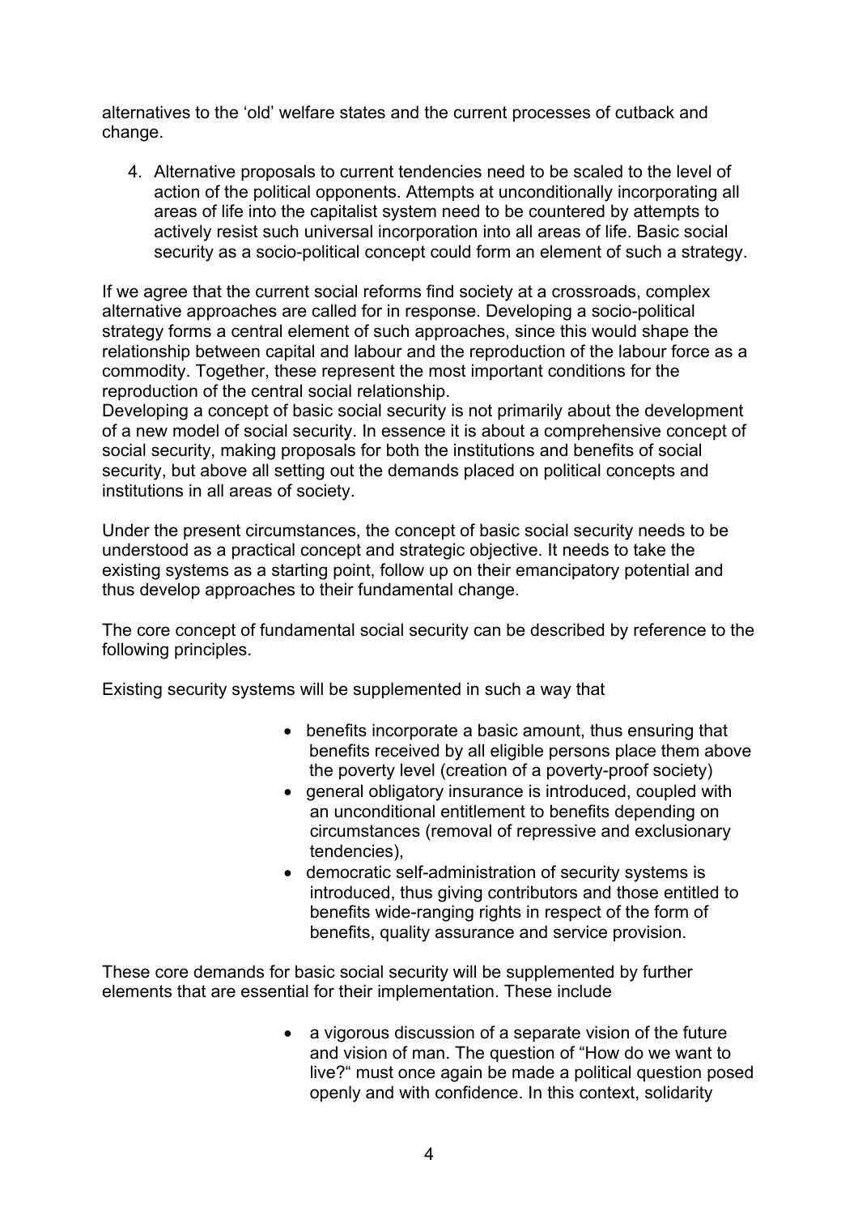alternatives to the 'old' welfare states and the current processes of cutback and change.

4. Alternative proposals to current tendencies need to be scaled to the level of action of the political opponents. Attempts at unconditionally incorporating all areas of life into the capitalist system need to be countered by attempts to actively resist such universal incorporation into all areas of life. Basic social security as a socio-political concept could form an element of such a strategy.

If we agree that the current social reforms find society at a crossroads, complex alternative approaches are called for in response. Developing a socio-political strategy forms a central element of such approaches, since this would shape the relationship between capital and labour and the reproduction of the labour force as a commodity. Together, these represent the most important conditions for the reproduction of the central social relationship.
Developing a concept of basic social security is not primarily about the development of a new model of social security. In essence it is about a comprehensive concept of social security, making proposals for both the institutions and benefits of social security, but above all setting out the demands placed on political concepts and institutions in all areas of society.

Under the present circumstances, the concept of basic social security needs to be understood as a practical concept and strategic objective. It needs to take the existing systems as a starting point, follow up on their emancipatory potential and thus develop approaches to their fundamental change.

The core concept of fundamental social security can be described by reference to the following principles.

Existing security systems will be supplemented in such a way that

- benefits incorporate a basic amount, thus ensuring that benefits received by all eligible persons place them above the poverty level (creation of a poverty-proof society)
- general obligatory insurance is introduced, coupled with an unconditional entitlement to benefits depending on circumstances (removal of repressive and exclusionary tendencies),
- democratic self-administration of security systems is introduced, thus giving contributors and those entitled to benefits wide-ranging rights in respect of the form of benefits, quality assurance and service provision.

These core demands for basic social security will be supplemented by further elements that are essential for their implementation. These include

- a vigorous discussion of a separate vision of the future and vision of man. The question of "How do we want to live?" must once again be made a political question posed openly and with confidence. In this context, solidarity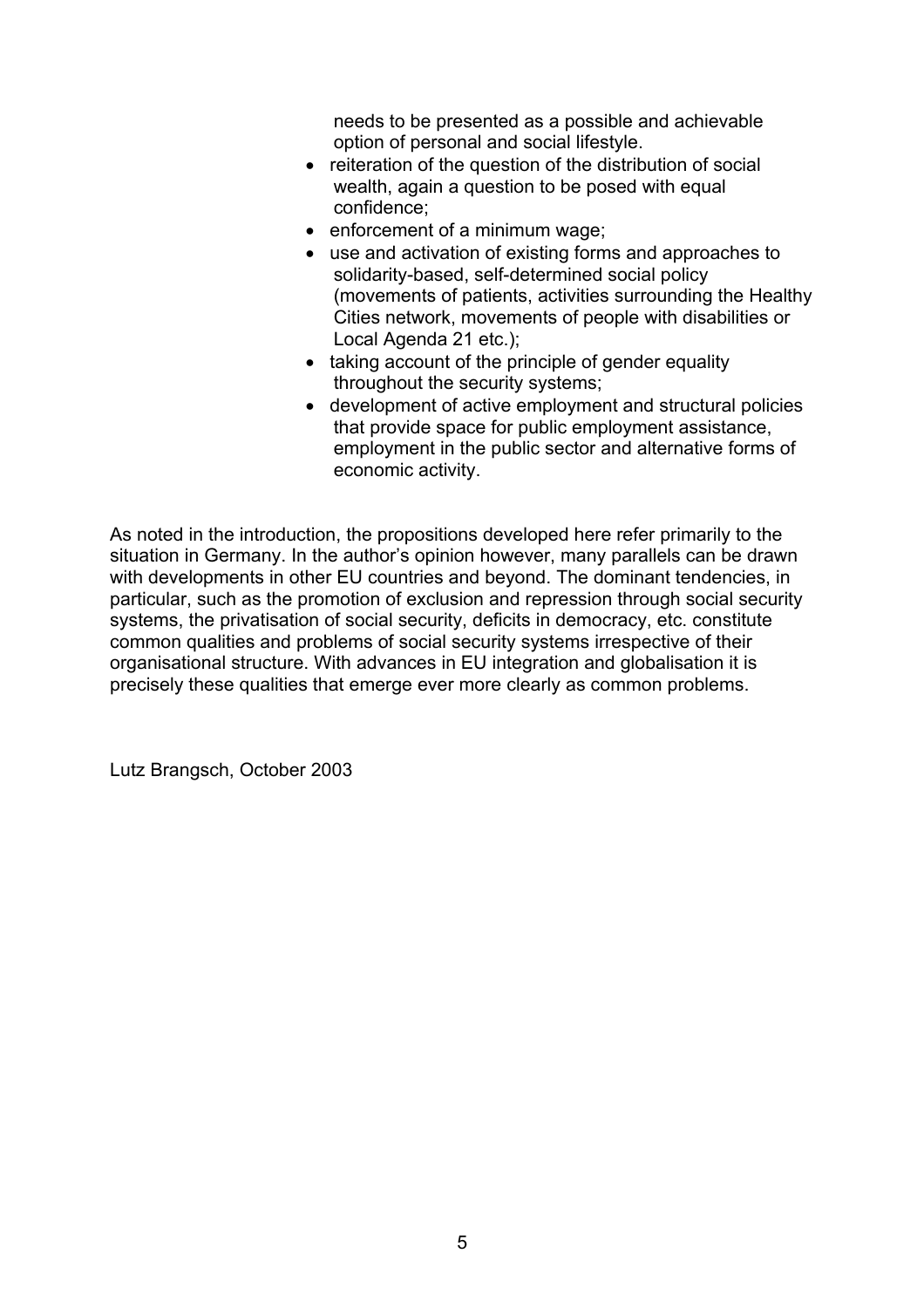needs to be presented as a possible and achievable option of personal and social lifestyle.

- reiteration of the question of the distribution of social wealth, again a question to be posed with equal confidence;
- enforcement of a minimum wage;
- use and activation of existing forms and approaches to solidarity-based, self-determined social policy (movements of patients, activities surrounding the Healthy Cities network, movements of people with disabilities or Local Agenda 21 etc.);
- taking account of the principle of gender equality throughout the security systems;
- development of active employment and structural policies that provide space for public employment assistance, employment in the public sector and alternative forms of economic activity.

As noted in the introduction, the propositions developed here refer primarily to the situation in Germany. In the author's opinion however, many parallels can be drawn with developments in other EU countries and beyond. The dominant tendencies, in particular, such as the promotion of exclusion and repression through social security systems, the privatisation of social security, deficits in democracy, etc. constitute common qualities and problems of social security systems irrespective of their organisational structure. With advances in EU integration and globalisation it is precisely these qualities that emerge ever more clearly as common problems.

Lutz Brangsch, October 2003